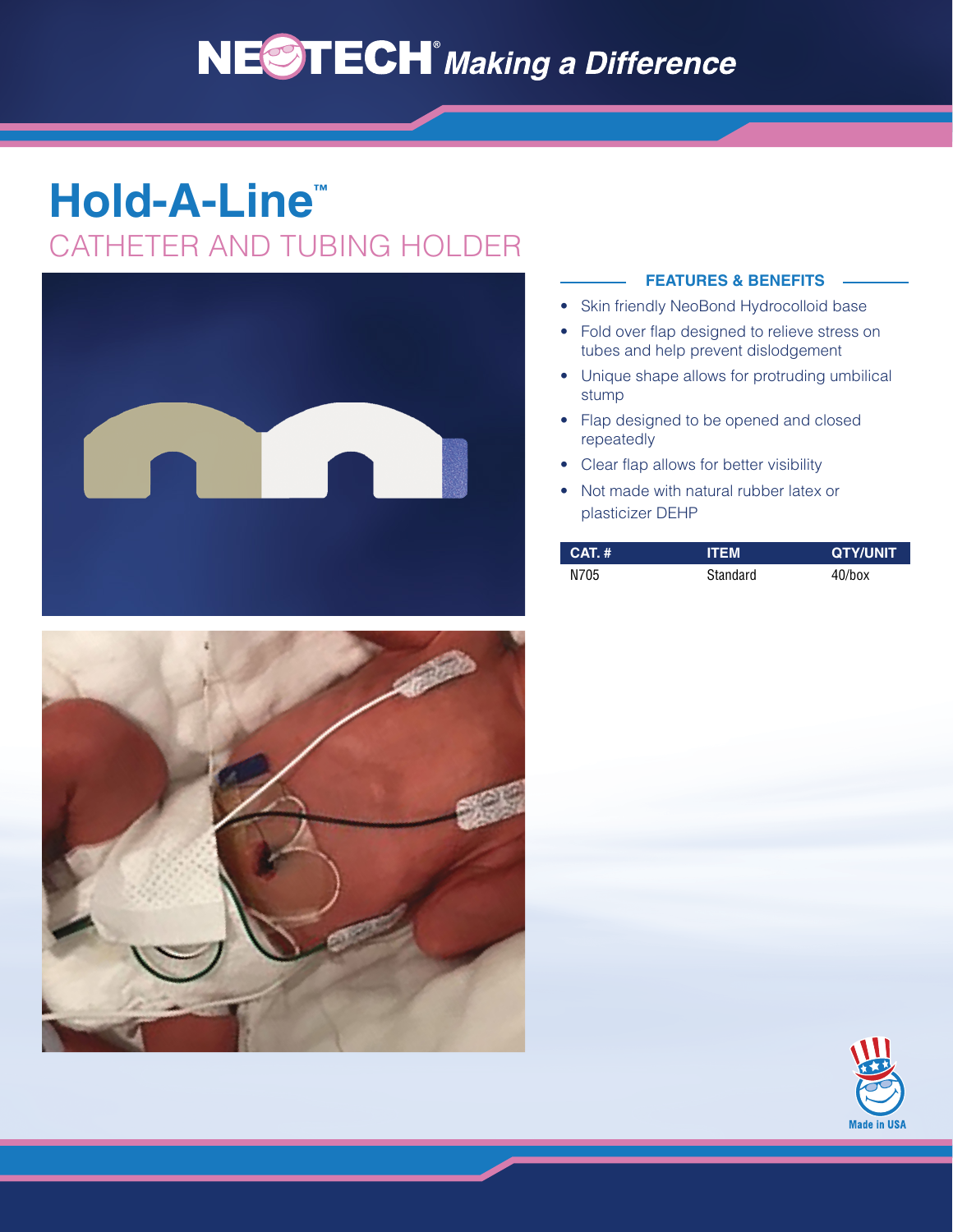NEOTECH® *Making a Difference*

# Hold-A-Line™

## CATHETER AND TUBING HOLDER

### FEATURES & BENEFITS

- Skin friendly NeoBond Hydrocolloid base
- Fold over flap designed to relieve stress on tubes and help prevent dislodgement
- Unique shape allows for protruding umbilical stump
- Flap designed to be opened and closed repeatedly
- Clear flap allows for better visibility
- Not made with natural rubber latex or plasticizer DEHP

| CAT. # | ITEM | QTY/UNIT |
| --- | --- | --- |
| N705 | Standard | 40/box |

Made in USA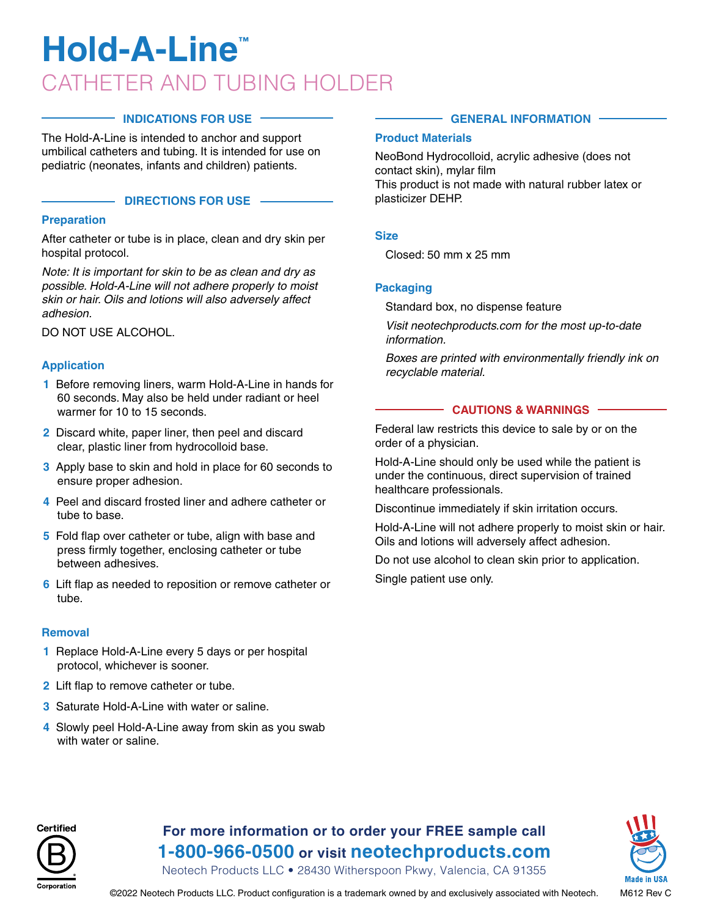# Hold-A-Line™

## CATHETER AND TUBING HOLDER

### INDICATIONS FOR USE

The Hold-A-Line is intended to anchor and support umbilical catheters and tubing. It is intended for use on pediatric (neonates, infants and children) patients.

### DIRECTIONS FOR USE

#### Preparation

After catheter or tube is in place, clean and dry skin per hospital protocol.

*Note: It is important for skin to be as clean and dry as possible. Hold-A-Line will not adhere properly to moist skin or hair. Oils and lotions will also adversely affect adhesion.*

DO NOT USE ALCOHOL.

#### Application

1. Before removing liners, warm Hold-A-Line in hands for 60 seconds. May also be held under radiant or heel warmer for 10 to 15 seconds.
2. Discard white, paper liner, then peel and discard clear, plastic liner from hydrocolloid base.
3. Apply base to skin and hold in place for 60 seconds to ensure proper adhesion.
4. Peel and discard frosted liner and adhere catheter or tube to base.
5. Fold flap over catheter or tube, align with base and press firmly together, enclosing catheter or tube between adhesives.
6. Lift flap as needed to reposition or remove catheter or tube.

#### Removal

1. Replace Hold-A-Line every 5 days or per hospital protocol, whichever is sooner.
2. Lift flap to remove catheter or tube.
3. Saturate Hold-A-Line with water or saline.
4. Slowly peel Hold-A-Line away from skin as you swab with water or saline.

### GENERAL INFORMATION

#### Product Materials

NeoBond Hydrocolloid, acrylic adhesive (does not contact skin), mylar film
This product is not made with natural rubber latex or plasticizer DEHP.

#### Size

Closed: 50 mm x 25 mm

#### Packaging

Standard box, no dispense feature

*Visit neotechproducts.com for the most up-to-date information.*

*Boxes are printed with environmentally friendly ink on recyclable material.*

### CAUTIONS & WARNINGS

Federal law restricts this device to sale by or on the order of a physician.

Hold-A-Line should only be used while the patient is under the continuous, direct supervision of trained healthcare professionals.

Discontinue immediately if skin irritation occurs.

Hold-A-Line will not adhere properly to moist skin or hair. Oils and lotions will adversely affect adhesion.

Do not use alcohol to clean skin prior to application.

Single patient use only.

Certified B Corporation

**For more information or to order your FREE sample call**
**1-800-966-0500 or visit neotechproducts.com**
Neotech Products LLC • 28430 Witherspoon Pkwy, Valencia, CA 91355

Made in USA

©2022 Neotech Products LLC. Product configuration is a trademark owned by and exclusively associated with Neotech.

M612 Rev C